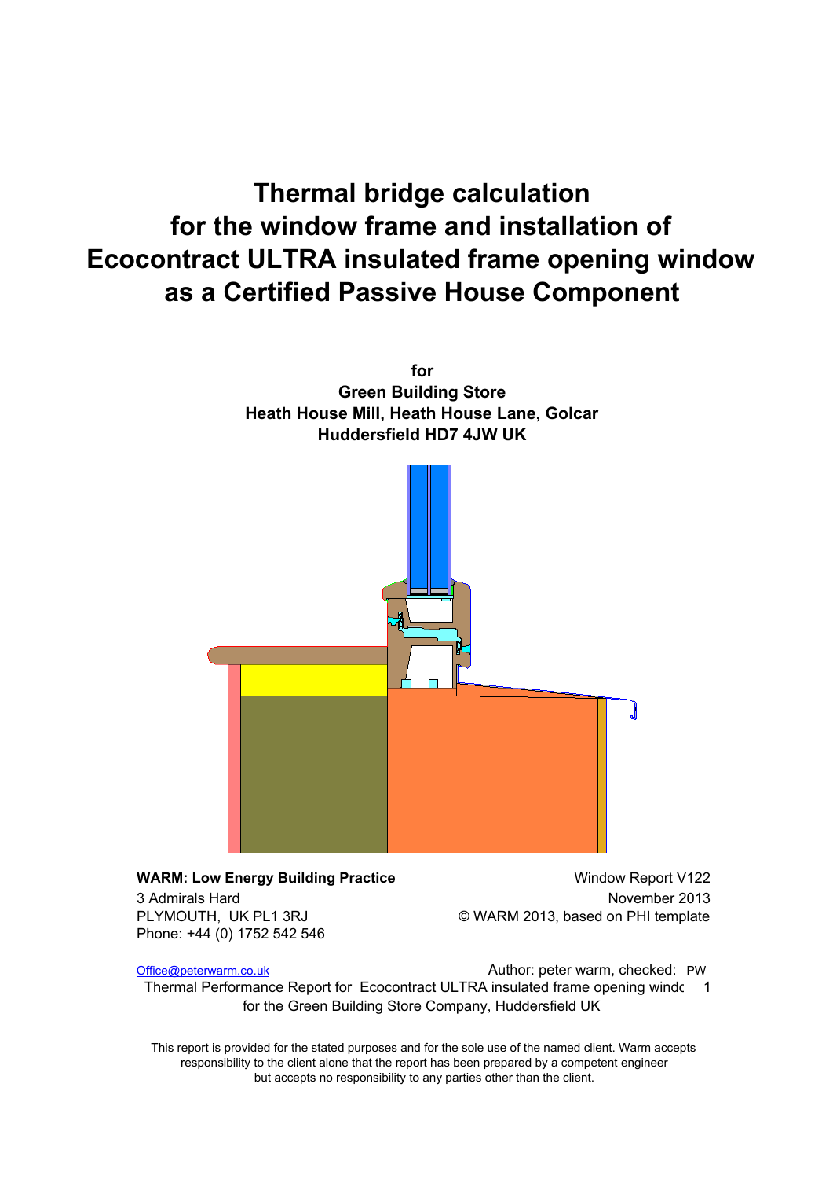# Thermal bridge calculation for the window frame and installation of Ecocontract ULTRA insulated frame opening window as a Certified Passive House Component

**for**
**Green Building Store**
**Heath House Mill, Heath House Lane, Golcar**
**Huddersfield HD7 4JW UK**

**WARM: Low Energy Building Practice**
3 Admirals Hard
PLYMOUTH, UK PL1 3RJ
Phone: +44 (0) 1752 542 546

Window Report V122
November 2013
© WARM 2013, based on PHI template

Office@peterwarm.co.uk

Author: peter warm, checked: PW

Thermal Performance Report for Ecocontract ULTRA insulated frame opening windc
for the Green Building Store Company, Huddersfield UK

This report is provided for the stated purposes and for the sole use of the named client. Warm accepts responsibility to the client alone that the report has been prepared by a competent engineer but accepts no responsibility to any parties other than the client.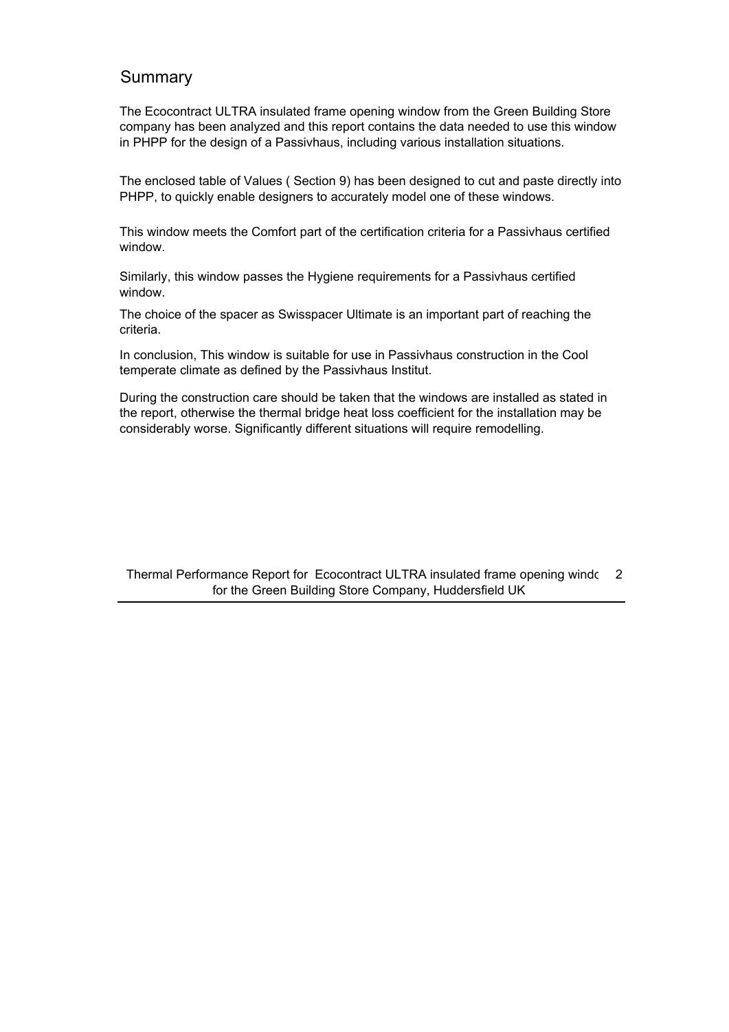## Summary

The Ecocontract ULTRA insulated frame opening window from the Green Building Store company has been analyzed and this report contains the data needed to use this window in PHPP for the design of a Passivhaus, including various installation situations.

The enclosed table of Values ( Section 9) has been designed to cut and paste directly into PHPP, to quickly enable designers to accurately model one of these windows.

This window meets the Comfort part of the certification criteria for a Passivhaus certified window.

Similarly, this window passes the Hygiene requirements for a Passivhaus certified window.

The choice of the spacer as Swisspacer Ultimate is an important part of reaching the criteria.

In conclusion, This window is suitable for use in Passivhaus construction in the Cool temperate climate as defined by the Passivhaus Institut.

During the construction care should be taken that the windows are installed as stated in the report, otherwise the thermal bridge heat loss coefficient for the installation may be considerably worse. Significantly different situations will require remodelling.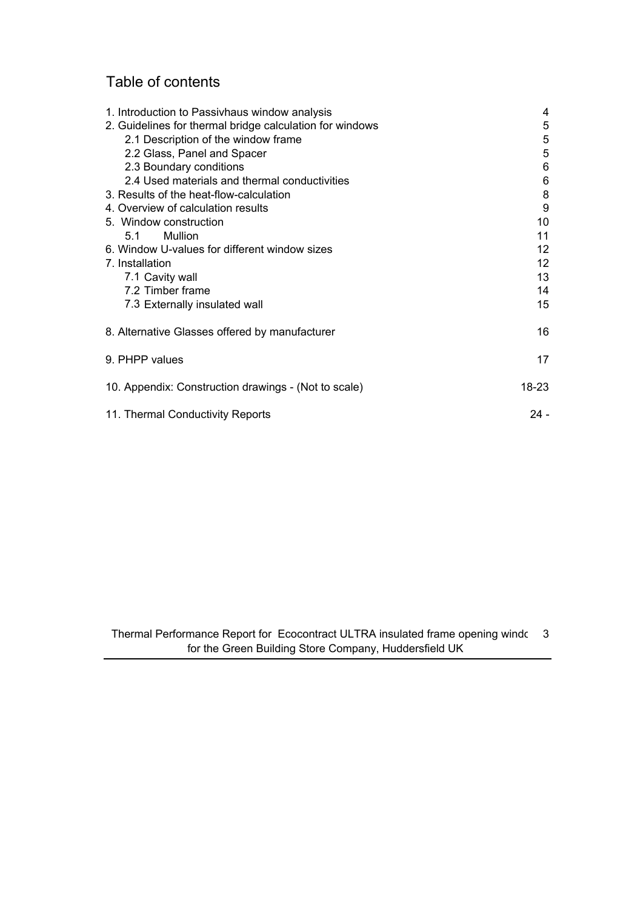# Table of contents

| | |
|---|---|
| 1. Introduction to Passivhaus window analysis | 4 |
| 2. Guidelines for thermal bridge calculation for windows | 5 |
| 2.1 Description of the window frame | 5 |
| 2.2 Glass, Panel and Spacer | 5 |
| 2.3 Boundary conditions | 6 |
| 2.4 Used materials and thermal conductivities | 6 |
| 3. Results of the heat-flow-calculation | 8 |
| 4. Overview of calculation results | 9 |
| 5. Window construction | 10 |
| 5.1 Mullion | 11 |
| 6. Window U-values for different window sizes | 12 |
| 7. Installation | 12 |
| 7.1 Cavity wall | 13 |
| 7.2 Timber frame | 14 |
| 7.3 Externally insulated wall | 15 |
| 8. Alternative Glasses offered by manufacturer | 16 |
| 9. PHPP values | 17 |
| 10. Appendix: Construction drawings - (Not to scale) | 18-23 |
| 11. Thermal Conductivity Reports | 24 - |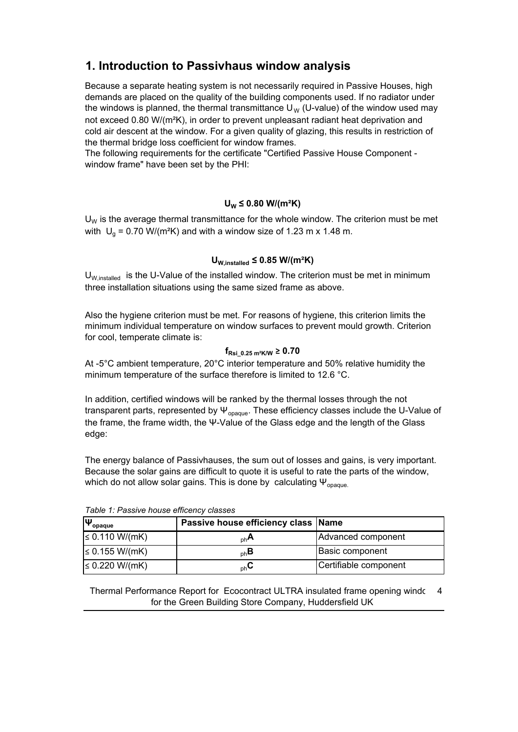## 1. Introduction to Passivhaus window analysis

Because a separate heating system is not necessarily required in Passive Houses, high demands are placed on the quality of the building components used. If no radiator under the windows is planned, the thermal transmittance $U_W$ (U-value) of the window used may not exceed 0.80 W/(m²K), in order to prevent unpleasant radiant heat deprivation and cold air descent at the window. For a given quality of glazing, this results in restriction of the thermal bridge loss coefficient for window frames.
The following requirements for the certificate "Certified Passive House Component - window frame" have been set by the PHI:

$$U_W \leq 0.80 \text{ W/(m²K)}$$

$U_W$ is the average thermal transmittance for the whole window. The criterion must be met with $U_g$ = 0.70 W/(m²K) and with a window size of 1.23 m x 1.48 m.

$$U_{W,installed} \leq 0.85 \text{ W/(m²K)}$$

$U_{W,installed}$ is the U-Value of the installed window. The criterion must be met in minimum three installation situations using the same sized frame as above.

Also the hygiene criterion must be met. For reasons of hygiene, this criterion limits the minimum individual temperature on window surfaces to prevent mould growth. Criterion for cool, temperate climate is:

$$f_{Rsi\_0.25\ m^2K/W} \geq 0.70$$

At -5°C ambient temperature, 20°C interior temperature and 50% relative humidity the minimum temperature of the surface therefore is limited to 12.6 °C.

In addition, certified windows will be ranked by the thermal losses through the not transparent parts, represented by $\Psi_{opaque}$. These efficiency classes include the U-Value of the frame, the frame width, the Ψ-Value of the Glass edge and the length of the Glass edge:

The energy balance of Passivhauses, the sum out of losses and gains, is very important. Because the solar gains are difficult to quote it is useful to rate the parts of the window, which do not allow solar gains. This is done by calculating $\Psi_{opaque.}$

*Table 1: Passive house efficency classes*

| $\Psi_{opaque}$ | Passive house efficiency class | Name |
|---|---|---|
| ≤ 0.110 W/(mK) | $_{ph}$**A** | Advanced component |
| ≤ 0.155 W/(mK) | $_{ph}$**B** | Basic component |
| ≤ 0.220 W/(mK) | $_{ph}$**C** | Certifiable component |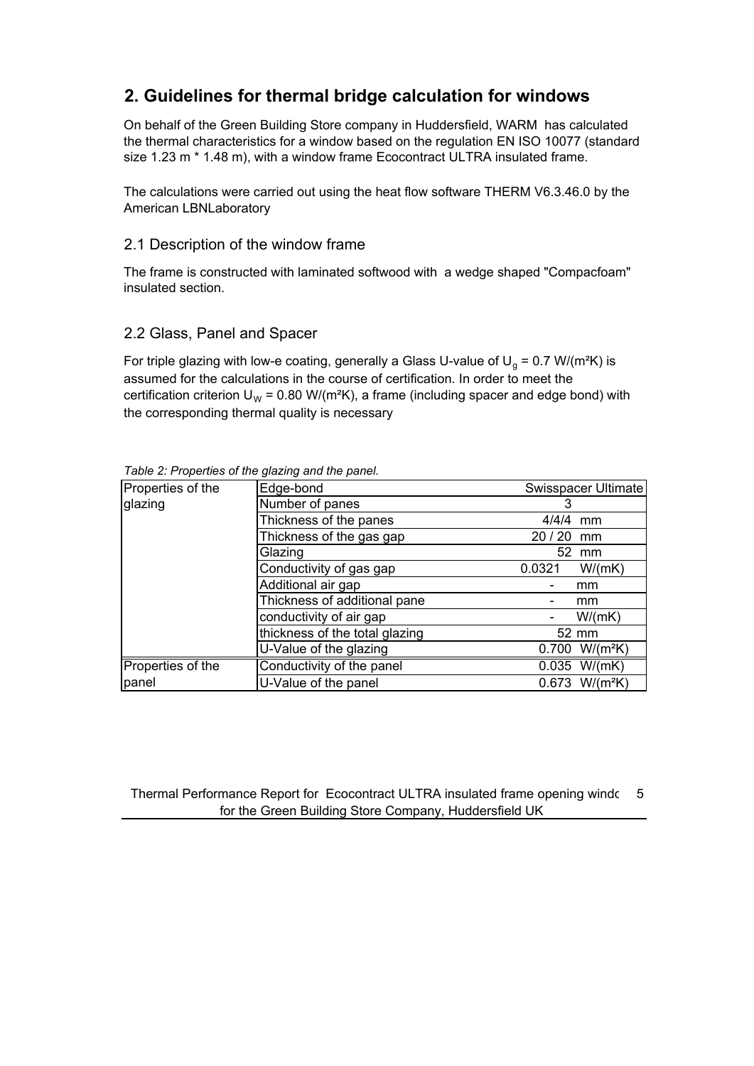## 2. Guidelines for thermal bridge calculation for windows

On behalf of the Green Building Store company in Huddersfield, WARM has calculated the thermal characteristics for a window based on the regulation EN ISO 10077 (standard size 1.23 m * 1.48 m), with a window frame Ecocontract ULTRA insulated frame.

The calculations were carried out using the heat flow software THERM V6.3.46.0 by the American LBNLaboratory

### 2.1 Description of the window frame

The frame is constructed with laminated softwood with a wedge shaped "Compacfoam" insulated section.

### 2.2 Glass, Panel and Spacer

For triple glazing with low-e coating, generally a Glass U-value of $U_g$ = 0.7 W/(m²K) is assumed for the calculations in the course of certification. In order to meet the certification criterion $U_W$ = 0.80 W/(m²K), a frame (including spacer and edge bond) with the corresponding thermal quality is necessary

*Table 2: Properties of the glazing and the panel.*

| Properties of the glazing | Edge-bond | Swisspacer Ultimate |
|---|---|---|
| | Number of panes | 3 |
| | Thickness of the panes | 4/4/4 mm |
| | Thickness of the gas gap | 20 / 20 mm |
| | Glazing | 52 mm |
| | Conductivity of gas gap | 0.0321 W/(mK) |
| | Additional air gap | - mm |
| | Thickness of additional pane | - mm |
| | conductivity of air gap | - W/(mK) |
| | thickness of the total glazing | 52 mm |
| | U-Value of the glazing | 0.700 W/(m²K) |
| Properties of the panel | Conductivity of the panel | 0.035 W/(mK) |
| | U-Value of the panel | 0.673 W/(m²K) |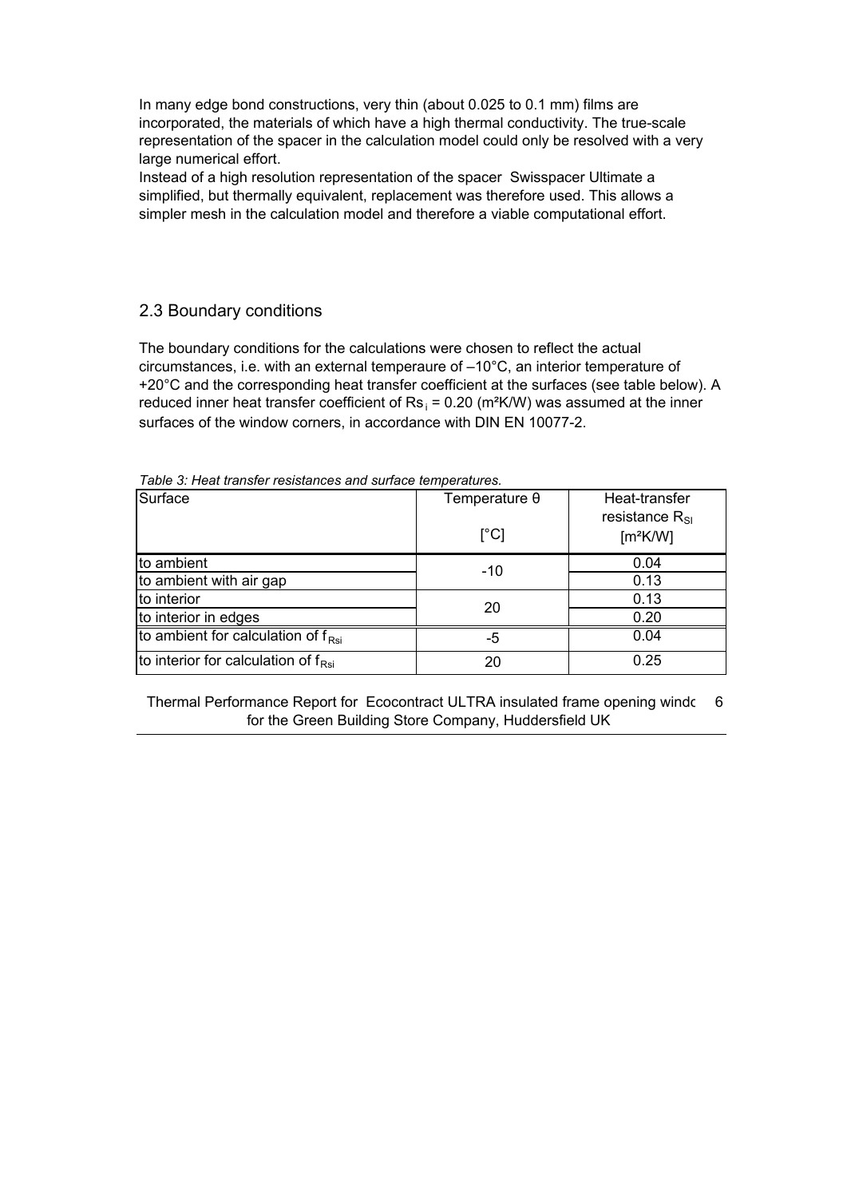In many edge bond constructions, very thin (about 0.025 to 0.1 mm) films are incorporated, the materials of which have a high thermal conductivity. The true-scale representation of the spacer in the calculation model could only be resolved with a very large numerical effort.
Instead of a high resolution representation of the spacer Swisspacer Ultimate a simplified, but thermally equivalent, replacement was therefore used. This allows a simpler mesh in the calculation model and therefore a viable computational effort.

## 2.3 Boundary conditions

The boundary conditions for the calculations were chosen to reflect the actual circumstances, i.e. with an external temperaure of –10°C, an interior temperature of +20°C and the corresponding heat transfer coefficient at the surfaces (see table below). A reduced inner heat transfer coefficient of $Rs_i$ = 0.20 (m²K/W) was assumed at the inner surfaces of the window corners, in accordance with DIN EN 10077-2.

*Table 3: Heat transfer resistances and surface temperatures.*

| Surface | Temperature θ [°C] | Heat-transfer resistance $R_{SI}$ [m²K/W] |
|---|---|---|
| to ambient | -10 | 0.04 |
| to ambient with air gap | | 0.13 |
| to interior | 20 | 0.13 |
| to interior in edges | | 0.20 |
| to ambient for calculation of $f_{Rsi}$ | -5 | 0.04 |
| to interior for calculation of $f_{Rsi}$ | 20 | 0.25 |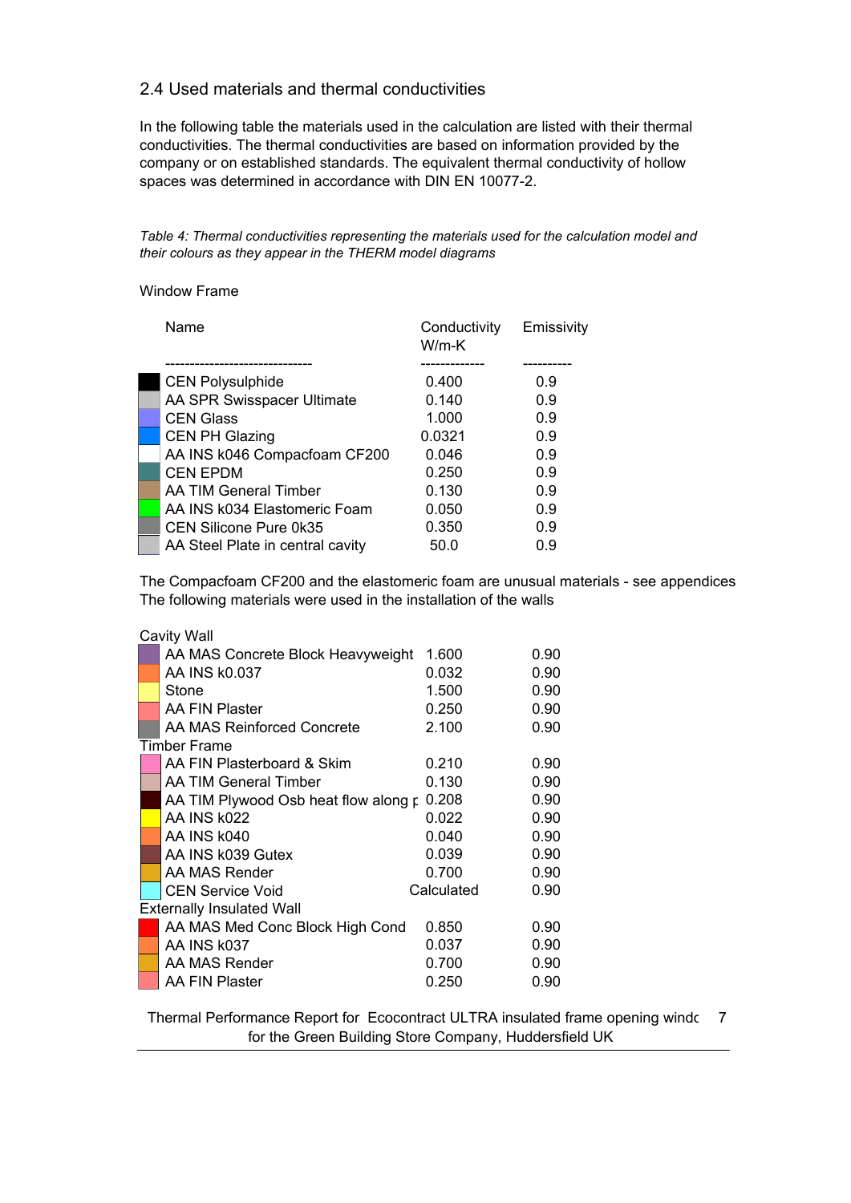## 2.4 Used materials and thermal conductivities

In the following table the materials used in the calculation are listed with their thermal conductivities. The thermal conductivities are based on information provided by the company or on established standards. The equivalent thermal conductivity of hollow spaces was determined in accordance with DIN EN 10077-2.

*Table 4: Thermal conductivities representing the materials used for the calculation model and their colours as they appear in the THERM model diagrams*

Window Frame

| Name | Conductivity W/m-K | Emissivity |
|---|---|---|
| CEN Polysulphide | 0.400 | 0.9 |
| AA SPR Swisspacer Ultimate | 0.140 | 0.9 |
| CEN Glass | 1.000 | 0.9 |
| CEN PH Glazing | 0.0321 | 0.9 |
| AA INS k046 Compacfoam CF200 | 0.046 | 0.9 |
| CEN EPDM | 0.250 | 0.9 |
| AA TIM General Timber | 0.130 | 0.9 |
| AA INS k034 Elastomeric Foam | 0.050 | 0.9 |
| CEN Silicone Pure 0k35 | 0.350 | 0.9 |
| AA Steel Plate in central cavity | 50.0 | 0.9 |

The Compacfoam CF200 and the elastomeric foam are unusual materials - see appendices
The following materials were used in the installation of the walls

| Name | Conductivity W/m-K | Emissivity |
|---|---|---|
| **Cavity Wall** | | |
| AA MAS Concrete Block Heavyweight | 1.600 | 0.90 |
| AA INS k0.037 | 0.032 | 0.90 |
| Stone | 1.500 | 0.90 |
| AA FIN Plaster | 0.250 | 0.90 |
| AA MAS Reinforced Concrete | 2.100 | 0.90 |
| **Timber Frame** | | |
| AA FIN Plasterboard & Skim | 0.210 | 0.90 |
| AA TIM General Timber | 0.130 | 0.90 |
| AA TIM Plywood Osb heat flow along p | 0.208 | 0.90 |
| AA INS k022 | 0.022 | 0.90 |
| AA INS k040 | 0.040 | 0.90 |
| AA INS k039 Gutex | 0.039 | 0.90 |
| AA MAS Render | 0.700 | 0.90 |
| CEN Service Void | Calculated | 0.90 |
| **Externally Insulated Wall** | | |
| AA MAS Med Conc Block High Cond | 0.850 | 0.90 |
| AA INS k037 | 0.037 | 0.90 |
| AA MAS Render | 0.700 | 0.90 |
| AA FIN Plaster | 0.250 | 0.90 |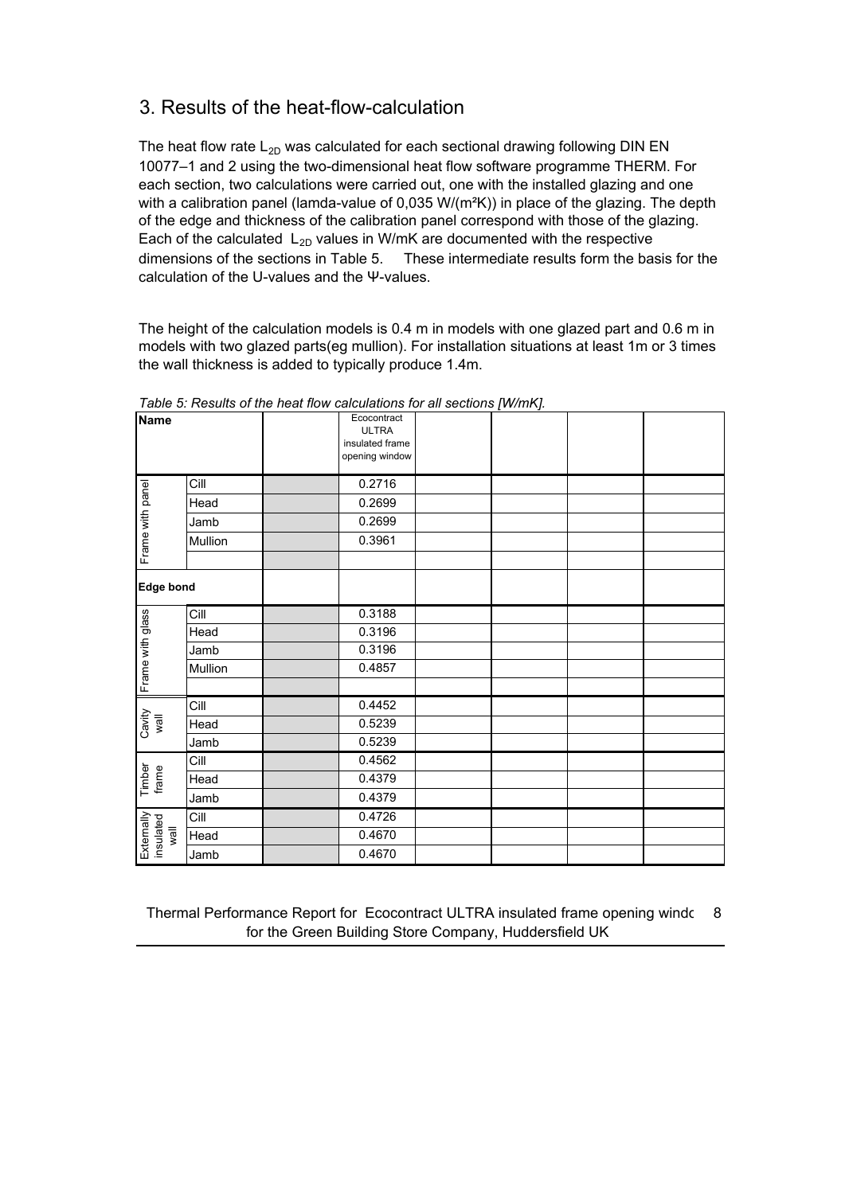## 3. Results of the heat-flow-calculation

The heat flow rate $L_{2D}$ was calculated for each sectional drawing following DIN EN 10077–1 and 2 using the two-dimensional heat flow software programme THERM. For each section, two calculations were carried out, one with the installed glazing and one with a calibration panel (lamda-value of 0,035 W/(m²K)) in place of the glazing. The depth of the edge and thickness of the calibration panel correspond with those of the glazing. Each of the calculated $L_{2D}$ values in W/mK are documented with the respective dimensions of the sections in Table 5. These intermediate results form the basis for the calculation of the U-values and the Ψ-values.

The height of the calculation models is 0.4 m in models with one glazed part and 0.6 m in models with two glazed parts(eg mullion). For installation situations at least 1m or 3 times the wall thickness is added to typically produce 1.4m.

*Table 5: Results of the heat flow calculations for all sections [W/mK].*

| Name | | | Ecocontract ULTRA insulated frame opening window | | | | |
|---|---|---|---|---|---|---|---|
| Frame with panel | Cill | | 0.2716 | | | | |
| | Head | | 0.2699 | | | | |
| | Jamb | | 0.2699 | | | | |
| | Mullion | | 0.3961 | | | | |
| | | | | | | | |
| **Edge bond** | | | | | | | |
| Frame with glass | Cill | | 0.3188 | | | | |
| | Head | | 0.3196 | | | | |
| | Jamb | | 0.3196 | | | | |
| | Mullion | | 0.4857 | | | | |
| | | | | | | | |
| Cavity wall | Cill | | 0.4452 | | | | |
| | Head | | 0.5239 | | | | |
| | Jamb | | 0.5239 | | | | |
| Timber frame | Cill | | 0.4562 | | | | |
| | Head | | 0.4379 | | | | |
| | Jamb | | 0.4379 | | | | |
| Externally insulated wall | Cill | | 0.4726 | | | | |
| | Head | | 0.4670 | | | | |
| | Jamb | | 0.4670 | | | | |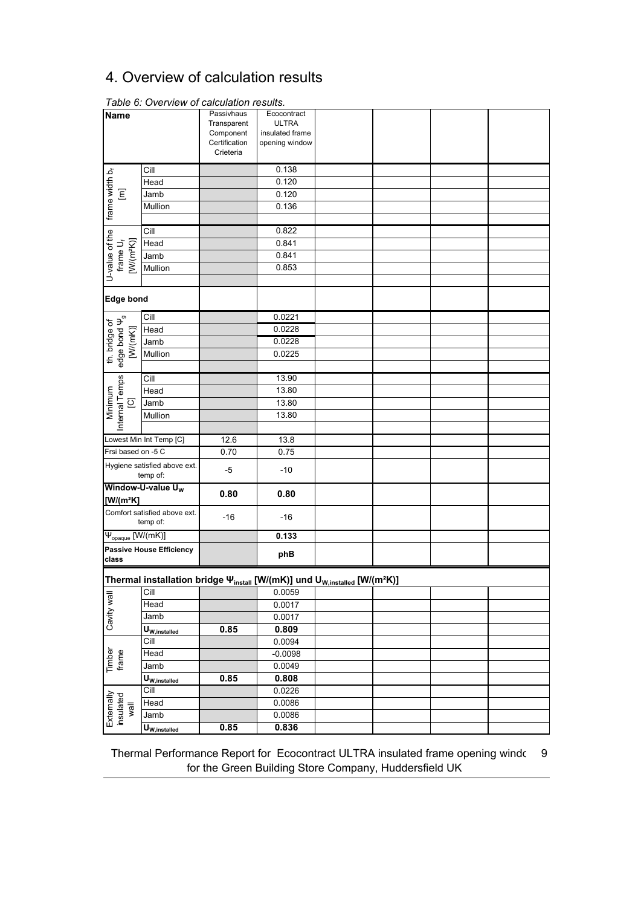# 4. Overview of calculation results

*Table 6: Overview of calculation results.*

| Name | | Passivhaus Transparent Component Certification Crieteria | Ecocontract ULTRA insulated frame opening window | | | | |
|---|---|---|---|---|---|---|---|
| frame width $b_f$ [m] | Cill | | 0.138 | | | | |
| | Head | | 0.120 | | | | |
| | Jamb | | 0.120 | | | | |
| | Mullion | | 0.136 | | | | |
| | | | | | | | |
| U-value of the frame $U_f$ [W/(m²K)] | Cill | | 0.822 | | | | |
| | Head | | 0.841 | | | | |
| | Jamb | | 0.841 | | | | |
| | Mullion | | 0.853 | | | | |
| | | | | | | | |
| **Edge bond** | | | | | | | |
| th. bridge of edge bond $\Psi_g$ [W/(mK)] | Cill | | 0.0221 | | | | |
| | Head | | 0.0228 | | | | |
| | Jamb | | 0.0228 | | | | |
| | Mullion | | 0.0225 | | | | |
| | | | | | | | |
| Minimum Internal Temps [C] | Cill | | 13.90 | | | | |
| | Head | | 13.80 | | | | |
| | Jamb | | 13.80 | | | | |
| | Mullion | | 13.80 | | | | |
| | | | | | | | |
| Lowest Min Int Temp [C] | | 12.6 | 13.8 | | | | |
| Frsi based on -5 C | | 0.70 | 0.75 | | | | |
| Hygiene satisfied above ext. temp of: | | -5 | -10 | | | | |
| **Window-U-value $U_W$ [W/(m²K]** | | **0.80** | **0.80** | | | | |
| Comfort satisfied above ext. temp of: | | -16 | -16 | | | | |
| $\Psi_{opaque}$ [W/(mK)] | | | **0.133** | | | | |
| **Passive House Efficiency class** | | | **phB** | | | | |
| **Thermal installation bridge $\Psi_{install}$ [W/(mK)] und $U_{W,installed}$ [W/(m²K)]** | | | | | | | |
| Cavity wall | Cill | | 0.0059 | | | | |
| | Head | | 0.0017 | | | | |
| | Jamb | | 0.0017 | | | | |
| | $U_{W,installed}$ | **0.85** | **0.809** | | | | |
| Timber frame | Cill | | 0.0094 | | | | |
| | Head | | -0.0098 | | | | |
| | Jamb | | 0.0049 | | | | |
| | $U_{W,installed}$ | **0.85** | **0.808** | | | | |
| Externally insulated wall | Cill | | 0.0226 | | | | |
| | Head | | 0.0086 | | | | |
| | Jamb | | 0.0086 | | | | |
| | $U_{W,installed}$ | **0.85** | **0.836** | | | | |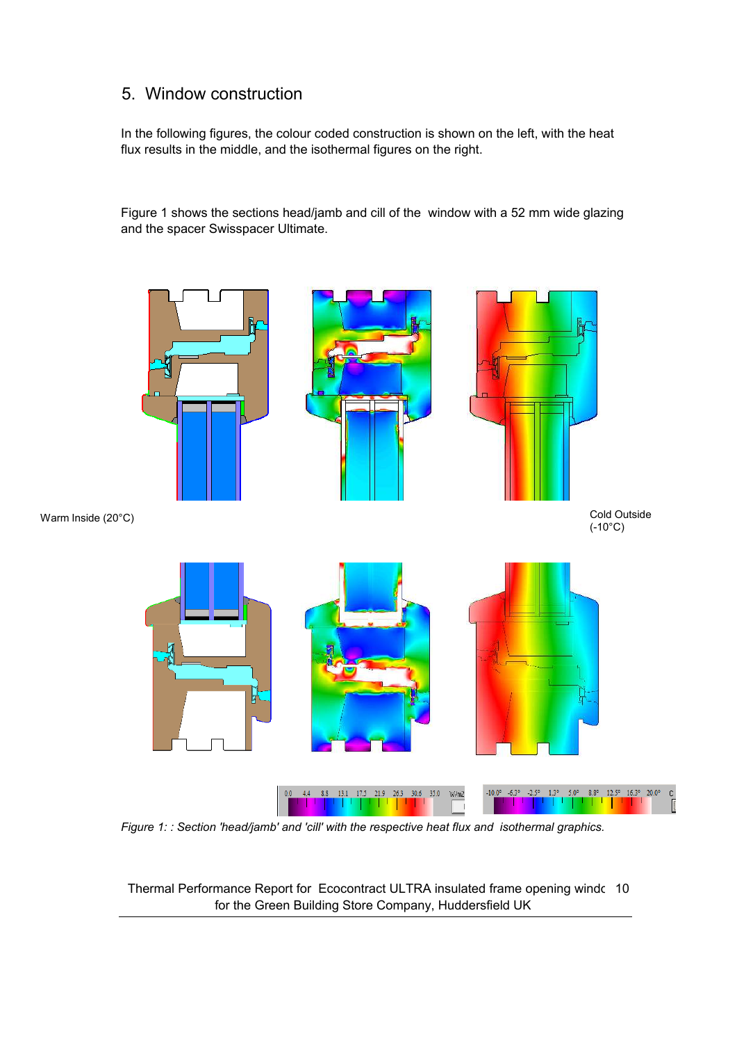## 5. Window construction

In the following figures, the colour coded construction is shown on the left, with the heat flux results in the middle, and the isothermal figures on the right.

Figure 1 shows the sections head/jamb and cill of the window with a 52 mm wide glazing and the spacer Swisspacer Ultimate.

Warm Inside (20°C)

Cold Outside (-10°C)

*Figure 1: : Section 'head/jamb' and 'cill' with the respective heat flux and isothermal graphics.*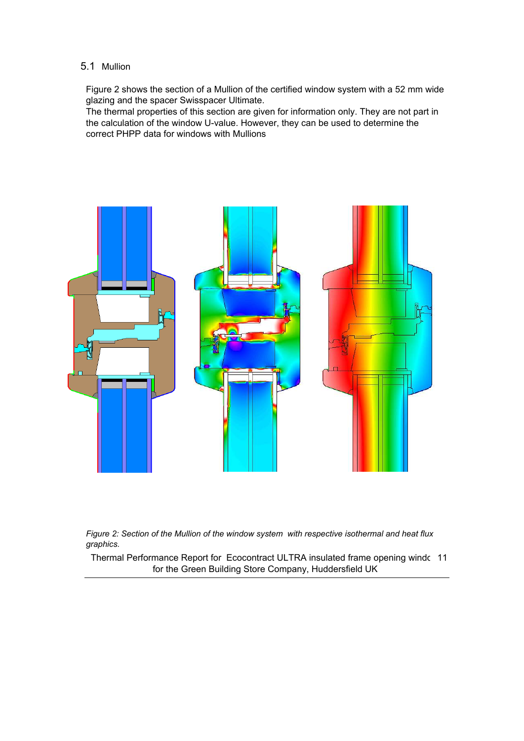## 5.1 Mullion

Figure 2 shows the section of a Mullion of the certified window system with a 52 mm wide glazing and the spacer Swisspacer Ultimate.
The thermal properties of this section are given for information only. They are not part in the calculation of the window U-value. However, they can be used to determine the correct PHPP data for windows with Mullions

*Figure 2: Section of the Mullion of the window system with respective isothermal and heat flux graphics.*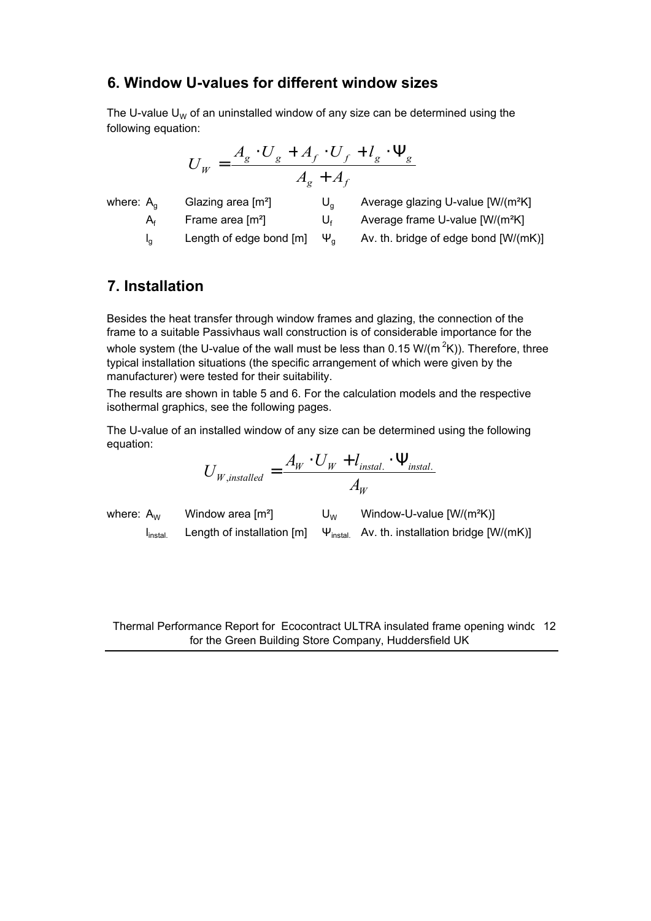## 6. Window U-values for different window sizes

The U-value $U_W$ of an uninstalled window of any size can be determined using the following equation:

$$U_W = \frac{A_g \cdot U_g + A_f \cdot U_f + l_g \cdot \Psi_g}{A_g + A_f}$$

| where: | | | |
|---|---|---|---|
| $A_g$ | Glazing area [m²] | $U_g$ | Average glazing U-value [W/(m²K] |
| $A_f$ | Frame area [m²] | $U_f$ | Average frame U-value [W/(m²K] |
| $l_g$ | Length of edge bond [m] | $\Psi_g$ | Av. th. bridge of edge bond [W/(mK)] |

## 7. Installation

Besides the heat transfer through window frames and glazing, the connection of the frame to a suitable Passivhaus wall construction is of considerable importance for the whole system (the U-value of the wall must be less than 0.15 W/(m$^2$K)). Therefore, three typical installation situations (the specific arrangement of which were given by the manufacturer) were tested for their suitability.

The results are shown in table 5 and 6. For the calculation models and the respective isothermal graphics, see the following pages.

The U-value of an installed window of any size can be determined using the following equation:

$$U_{W,installed} = \frac{A_W \cdot U_W + l_{instal.} \cdot \Psi_{instal.}}{A_W}$$

| where: | | | |
|---|---|---|---|
| $A_W$ | Window area [m²] | $U_W$ | Window-U-value [W/(m²K)] |
| $l_{instal.}$ | Length of installation [m] | $\Psi_{instal.}$ | Av. th. installation bridge [W/(mK)] |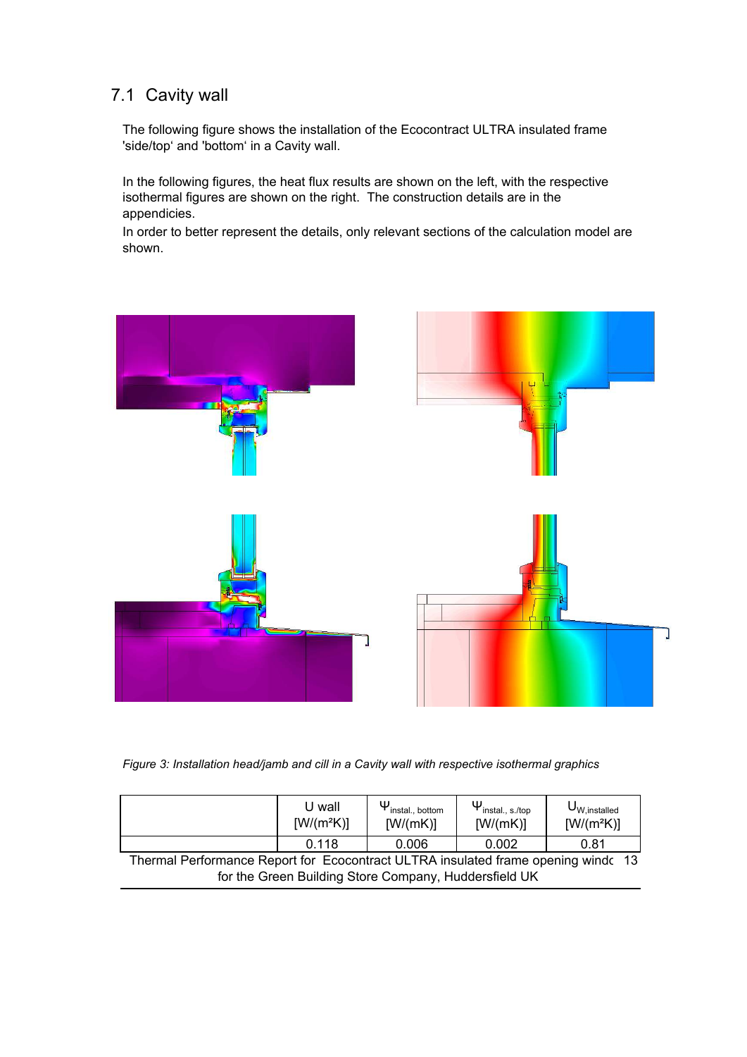## 7.1 Cavity wall

The following figure shows the installation of the Ecocontract ULTRA insulated frame 'side/top' and 'bottom' in a Cavity wall.

In the following figures, the heat flux results are shown on the left, with the respective isothermal figures are shown on the right. The construction details are in the appendicies.

In order to better represent the details, only relevant sections of the calculation model are shown.

*Figure 3: Installation head/jamb and cill in a Cavity wall with respective isothermal graphics*

| | U wall [W/(m²K)] | $\Psi_{instal., bottom}$ [W/(mK)] | $\Psi_{instal., s./top}$ [W/(mK)] | $U_{W,installed}$ [W/(m²K)] |
|---|---|---|---|---|
| | 0.118 | 0.006 | 0.002 | 0.81 |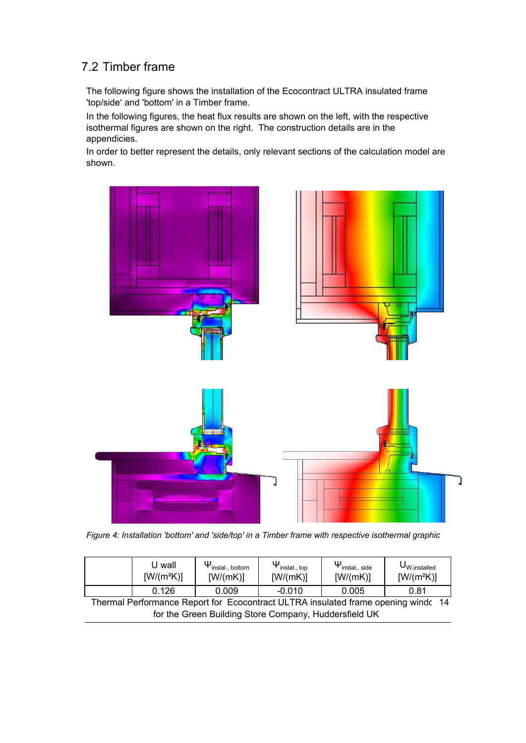## 7.2 Timber frame

The following figure shows the installation of the Ecocontract ULTRA insulated frame 'top/side' and 'bottom' in a Timber frame.

In the following figures, the heat flux results are shown on the left, with the respective isothermal figures are shown on the right. The construction details are in the appendicies.

In order to better represent the details, only relevant sections of the calculation model are shown.

*Figure 4: Installation 'bottom' and 'side/top' in a Timber frame with respective isothermal graphic*

| | U wall [W/(m²K)] | $\Psi_{instal., bottom}$ [W/(mK)] | $\Psi_{instal., top}$ [W/(mK)] | $\Psi_{instal., side}$ [W/(mK)] | $U_{W,installed}$ [W/(m²K)] |
|---|---|---|---|---|---|
| | 0.126 | 0.009 | -0.010 | 0.005 | 0.81 |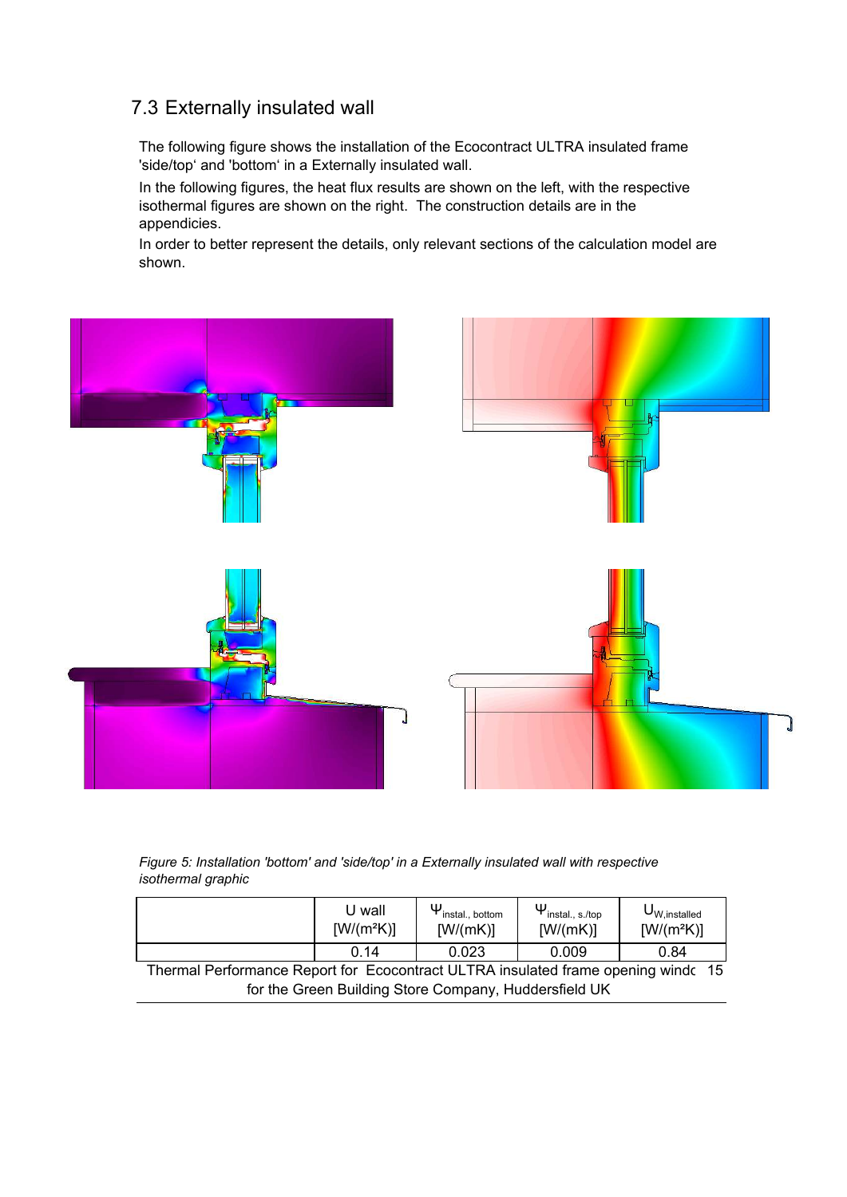## 7.3 Externally insulated wall

The following figure shows the installation of the Ecocontract ULTRA insulated frame 'side/top' and 'bottom' in a Externally insulated wall.

In the following figures, the heat flux results are shown on the left, with the respective isothermal figures are shown on the right. The construction details are in the appendicies.

In order to better represent the details, only relevant sections of the calculation model are shown.

*Figure 5: Installation 'bottom' and 'side/top' in a Externally insulated wall with respective isothermal graphic*

| | U wall [W/(m²K)] | $\Psi_{instal., bottom}$ [W/(mK)] | $\Psi_{instal., s./top}$ [W/(mK)] | $U_{W,installed}$ [W/(m²K)] |
|---|---|---|---|---|
| | 0.14 | 0.023 | 0.009 | 0.84 |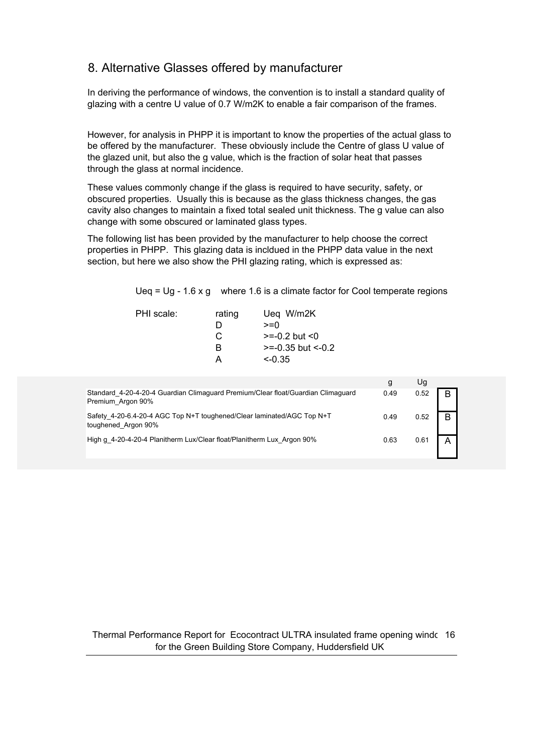## 8. Alternative Glasses offered by manufacturer

In deriving the performance of windows, the convention is to install a standard quality of glazing with a centre U value of 0.7 W/m2K to enable a fair comparison of the frames.

However, for analysis in PHPP it is important to know the properties of the actual glass to be offered by the manufacturer. These obviously include the Centre of glass U value of the glazed unit, but also the g value, which is the fraction of solar heat that passes through the glass at normal incidence.

These values commonly change if the glass is required to have security, safety, or obscured properties. Usually this is because as the glass thickness changes, the gas cavity also changes to maintain a fixed total sealed unit thickness. The g value can also change with some obscured or laminated glass types.

The following list has been provided by the manufacturer to help choose the correct properties in PHPP. This glazing data is incldued in the PHPP data value in the next section, but here we also show the PHI glazing rating, which is expressed as:

$U_{eq} = U_g - 1.6 \times g$ where 1.6 is a climate factor for Cool temperate regions

| PHI scale: | rating | Ueq W/m2K |
|---|---|---|
| | D | >=0 |
| | C | >=-0.2 but <0 |
| | B | >=-0.35 but <-0.2 |
| | A | <-0.35 |

| | g | Ug | |
|---|---|---|---|
| Standard_4-20-4-20-4 Guardian Climaguard Premium/Clear float/Guardian Climaguard Premium_Argon 90% | 0.49 | 0.52 | B |
| Safety_4-20-6.4-20-4 AGC Top N+T toughened/Clear laminated/AGC Top N+T toughened_Argon 90% | 0.49 | 0.52 | B |
| High g_4-20-4-20-4 Planitherm Lux/Clear float/Planitherm Lux_Argon 90% | 0.63 | 0.61 | A |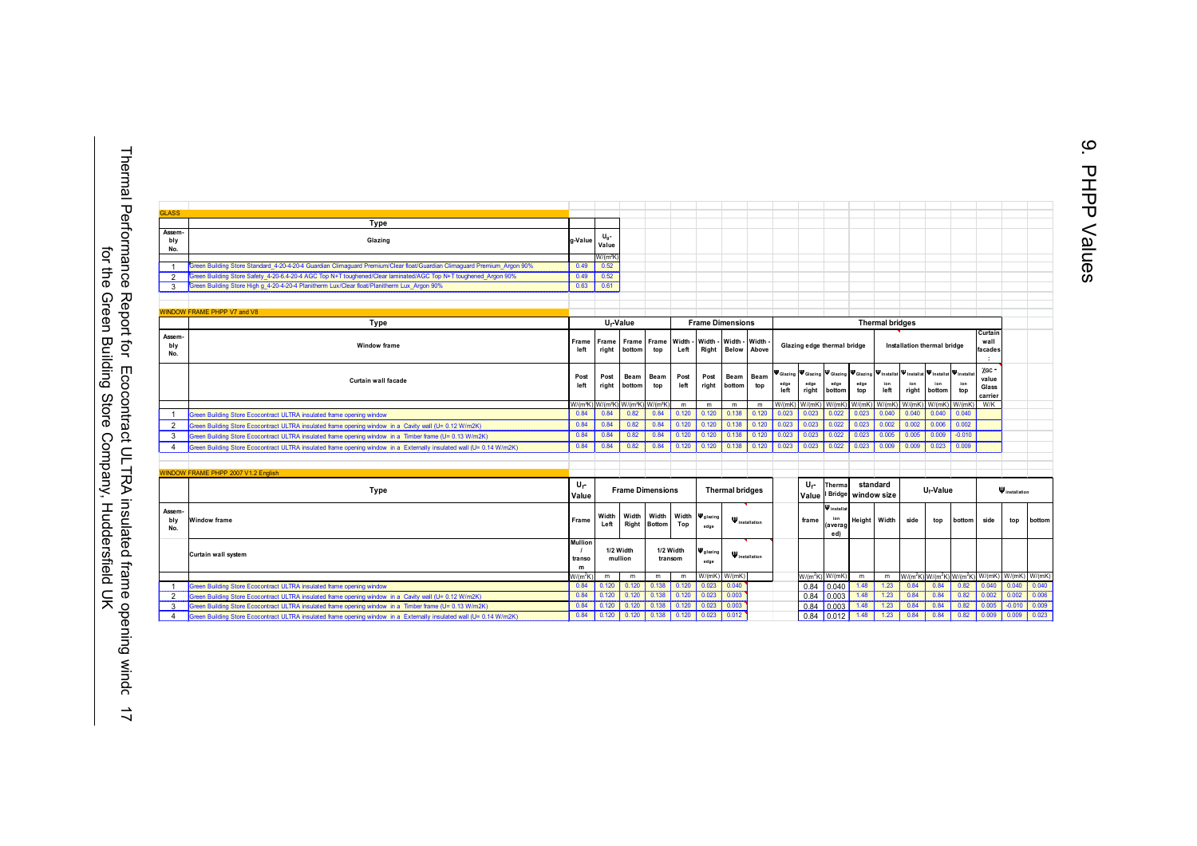# 9. PHPP Values

## GLASS

| Assembly No. | Type / Glazing | g-Value | $U_g$-Value W/(m²K) |
|---|---|---|---|
| 1 | Green Building Store Standard_4-20-4-20-4 Guardian Climaguard Premium/Clear float/Guardian Climaguard Premium_Argon 90% | 0.49 | 0.52 |
| 2 | Green Building Store Safety_4-20-6.4-20-4 AGC Top N+T toughened/Clear laminated/AGC Top N+T toughened_Argon 90% | 0.49 | 0.52 |
| 3 | Green Building Store High g_4-20-4-20-4 Planitherm Lux/Clear float/Planitherm Lux_Argon 90% | 0.63 | 0.61 |

## WINDOW FRAME PHPP V7 and V8

| Assembly No. | Type: Window frame / Curtain wall facade | $U_f$-Value: Frame left / Post left | Frame right / Post right | Frame bottom / Beam bottom | Frame top / Beam top | Frame Dimensions: Width - Left / Post left | Width - Right / Post right | Width - Below / Beam bottom | Width - Above / Beam top | Glazing edge thermal bridge: Ψ Glazing edge left | Ψ Glazing edge right | Ψ Glazing edge bottom | Ψ Glazing edge top | Installation thermal bridge: Ψ Installation left | Ψ Installation right | Ψ Installation bottom | Ψ Installation top | Curtain wall facades: χGC - value Glass carrier |
|---|---|---|---|---|---|---|---|---|---|---|---|---|---|---|---|---|---|---|
| | | W/(m²K) | W/(m²K) | W/(m²K) | W/(m²K) | m | m | m | m | W/(mK) | W/(mK) | W/(mK) | W/(mK) | W/(mK) | W/(mK) | W/(mK) | W/(mK) | W/K |
| 1 | Green Building Store Ecocontract ULTRA insulated frame opening window | 0.84 | 0.84 | 0.82 | 0.84 | 0.120 | 0.120 | 0.138 | 0.120 | 0.023 | 0.023 | 0.022 | 0.023 | 0.040 | 0.040 | 0.040 | 0.040 | |
| 2 | Green Building Store Ecocontract ULTRA insulated frame opening window in a Cavity wall (U= 0.12 W/m2K) | 0.84 | 0.84 | 0.82 | 0.84 | 0.120 | 0.120 | 0.138 | 0.120 | 0.023 | 0.023 | 0.022 | 0.023 | 0.002 | 0.002 | 0.006 | 0.002 | |
| 3 | Green Building Store Ecocontract ULTRA insulated frame opening window in a Timber frame (U= 0.13 W/m2K) | 0.84 | 0.84 | 0.82 | 0.84 | 0.120 | 0.120 | 0.138 | 0.120 | 0.023 | 0.023 | 0.022 | 0.023 | 0.005 | 0.005 | 0.009 | -0.010 | |
| 4 | Green Building Store Ecocontract ULTRA insulated frame opening window in a Externally insulated wall (U= 0.14 W/m2K) | 0.84 | 0.84 | 0.82 | 0.84 | 0.120 | 0.120 | 0.138 | 0.120 | 0.023 | 0.023 | 0.022 | 0.023 | 0.009 | 0.009 | 0.023 | 0.009 | |

## WINDOW FRAME PHPP 2007 V1.2 English

| Assembly No. | Type: Window frame / Curtain wall system | $U_f$-Value: Frame / Mullion / transom | Frame Dimensions: Width Left / 1/2 Width mullion | Width Right | Width Bottom / 1/2 Width transom | Width Top | Thermal bridges: Ψ glazing edge | Ψ installation | $U_f$-Value: frame | Thermal Bridge: Ψ installation (averaged) | standard window size: Height | Width | $U_f$-Value: side | top | bottom | Ψ installation: side | top | bottom |
|---|---|---|---|---|---|---|---|---|---|---|---|---|---|---|---|---|---|---|
| | | W/(m²K) | m | m | m | m | W/(mK) | W/(mK) | W/(m²K) | W/(mK) | m | m | W/(m²K) | W/(m²K) | W/(m²K) | W/(mK) | W/(mK) | W/(mK) |
| 1 | Green Building Store Ecocontract ULTRA insulated frame opening window | 0.84 | 0.120 | 0.120 | 0.138 | 0.120 | 0.023 | 0.040 | 0.84 | 0.040 | 1.48 | 1.23 | 0.84 | 0.84 | 0.82 | 0.040 | 0.040 | 0.040 |
| 2 | Green Building Store Ecocontract ULTRA insulated frame opening window in a Cavity wall (U= 0.12 W/m2K) | 0.84 | 0.120 | 0.120 | 0.138 | 0.120 | 0.023 | 0.003 | 0.84 | 0.003 | 1.48 | 1.23 | 0.84 | 0.84 | 0.82 | 0.002 | 0.002 | 0.006 |
| 3 | Green Building Store Ecocontract ULTRA insulated frame opening window in a Timber frame (U= 0.13 W/m2K) | 0.84 | 0.120 | 0.120 | 0.138 | 0.120 | 0.023 | 0.003 | 0.84 | 0.003 | 1.48 | 1.23 | 0.84 | 0.84 | 0.82 | 0.005 | -0.010 | 0.009 |
| 4 | Green Building Store Ecocontract ULTRA insulated frame opening window in a Externally insulated wall (U= 0.14 W/m2K) | 0.84 | 0.120 | 0.120 | 0.138 | 0.120 | 0.023 | 0.012 | 0.84 | 0.012 | 1.48 | 1.23 | 0.84 | 0.84 | 0.82 | 0.009 | 0.009 | 0.023 |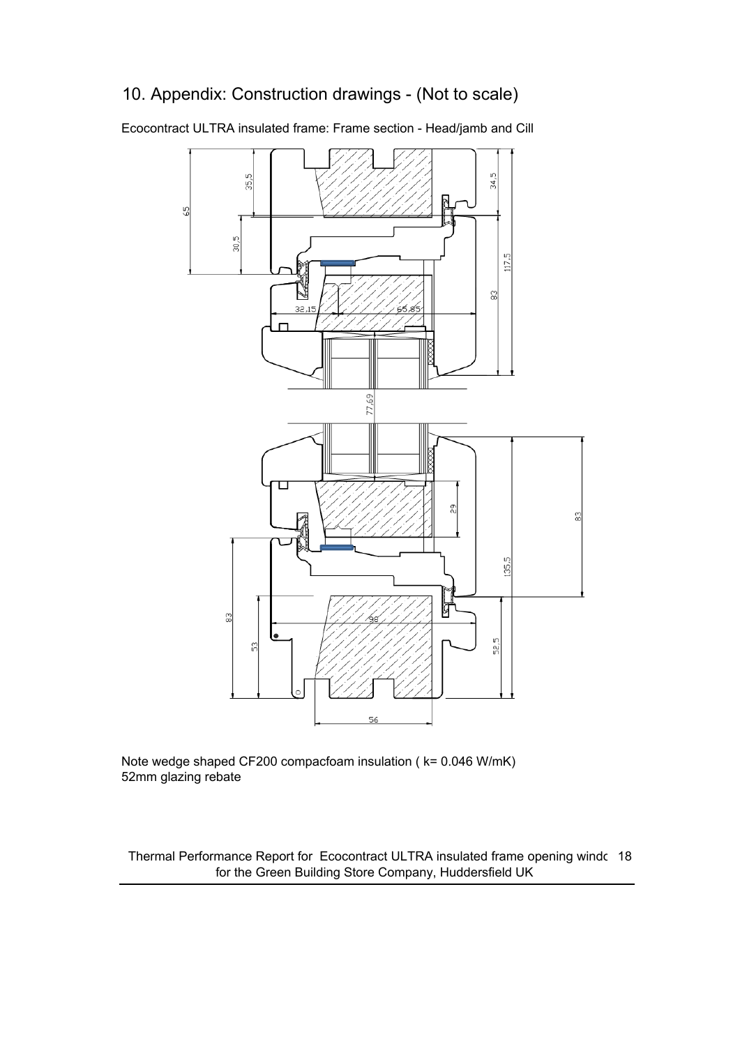## 10. Appendix: Construction drawings - (Not to scale)

Ecocontract ULTRA insulated frame: Frame section - Head/jamb and Cill

Note wedge shaped CF200 compacfoam insulation ( k= 0.046 W/mK)
52mm glazing rebate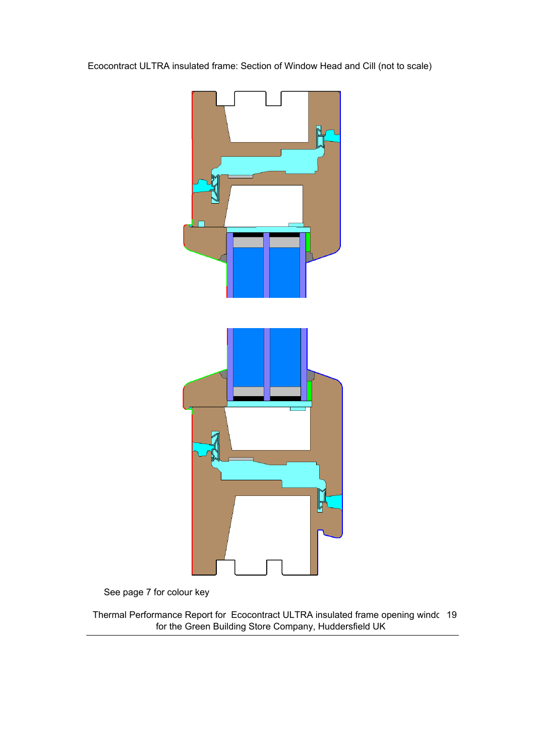Ecocontract ULTRA insulated frame: Section of Window Head and Cill (not to scale)

See page 7 for colour key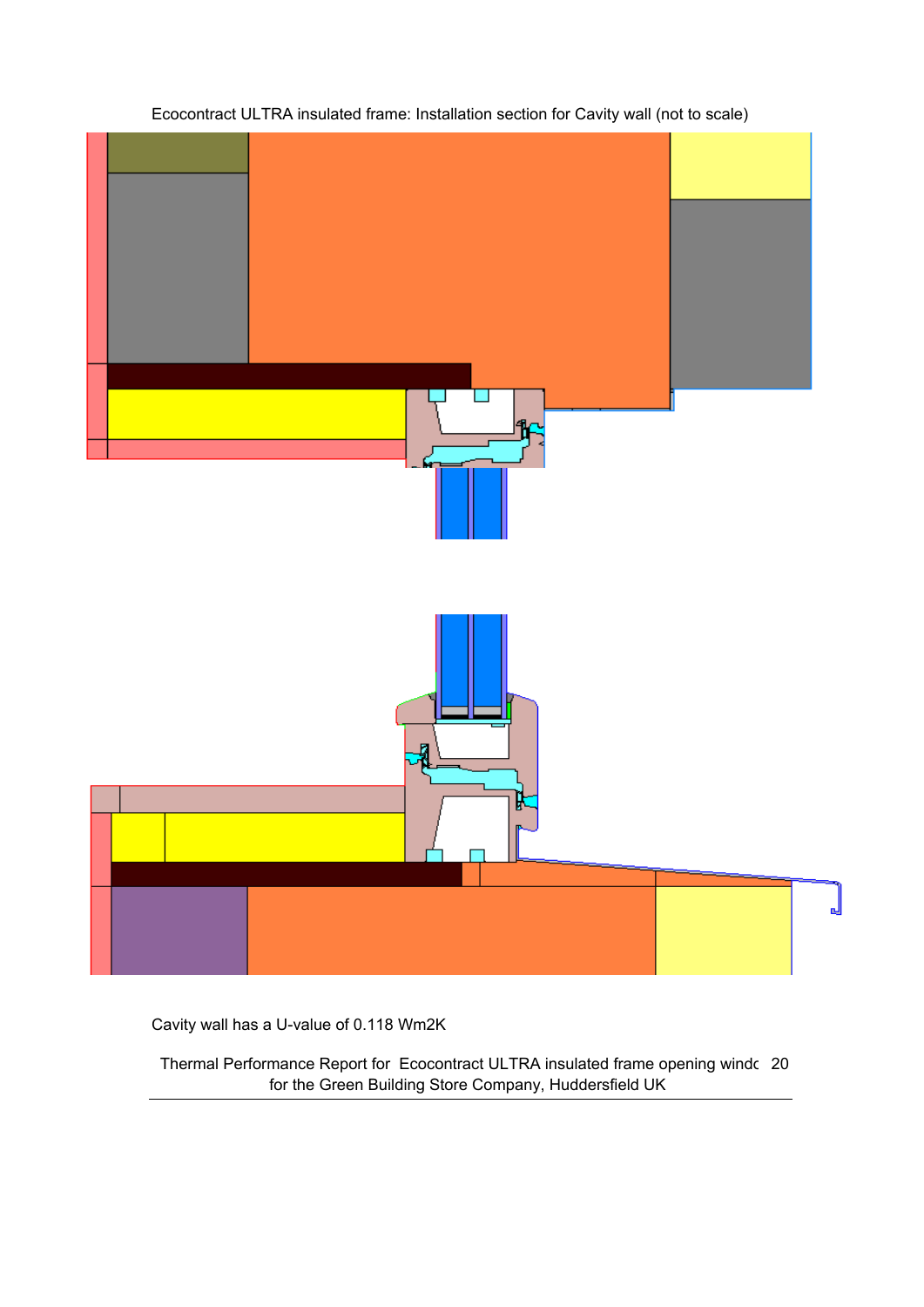Ecocontract ULTRA insulated frame: Installation section for Cavity wall (not to scale)

Cavity wall has a U-value of 0.118 Wm2K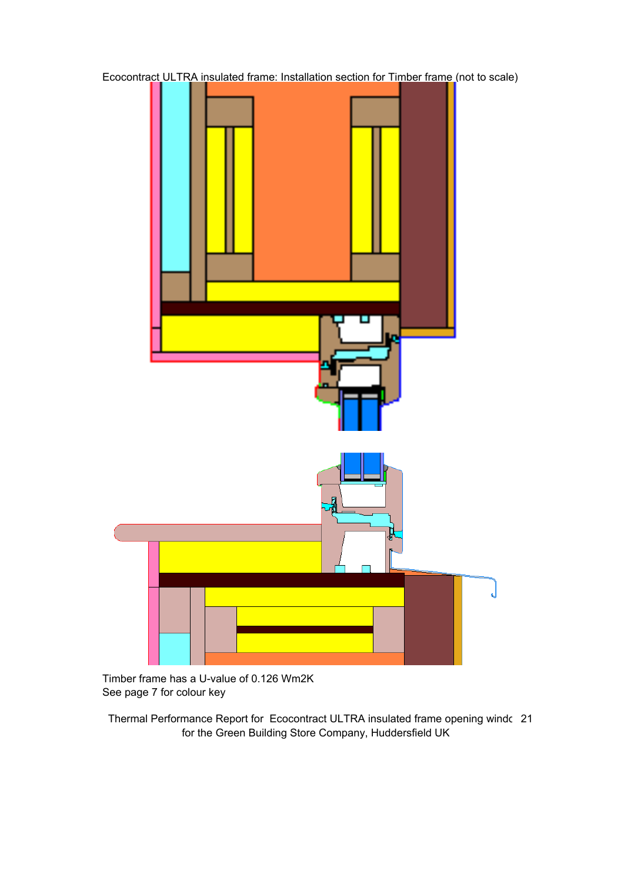Ecocontract ULTRA insulated frame: Installation section for Timber frame (not to scale)

Timber frame has a U-value of 0.126 Wm2K

See page 7 for colour key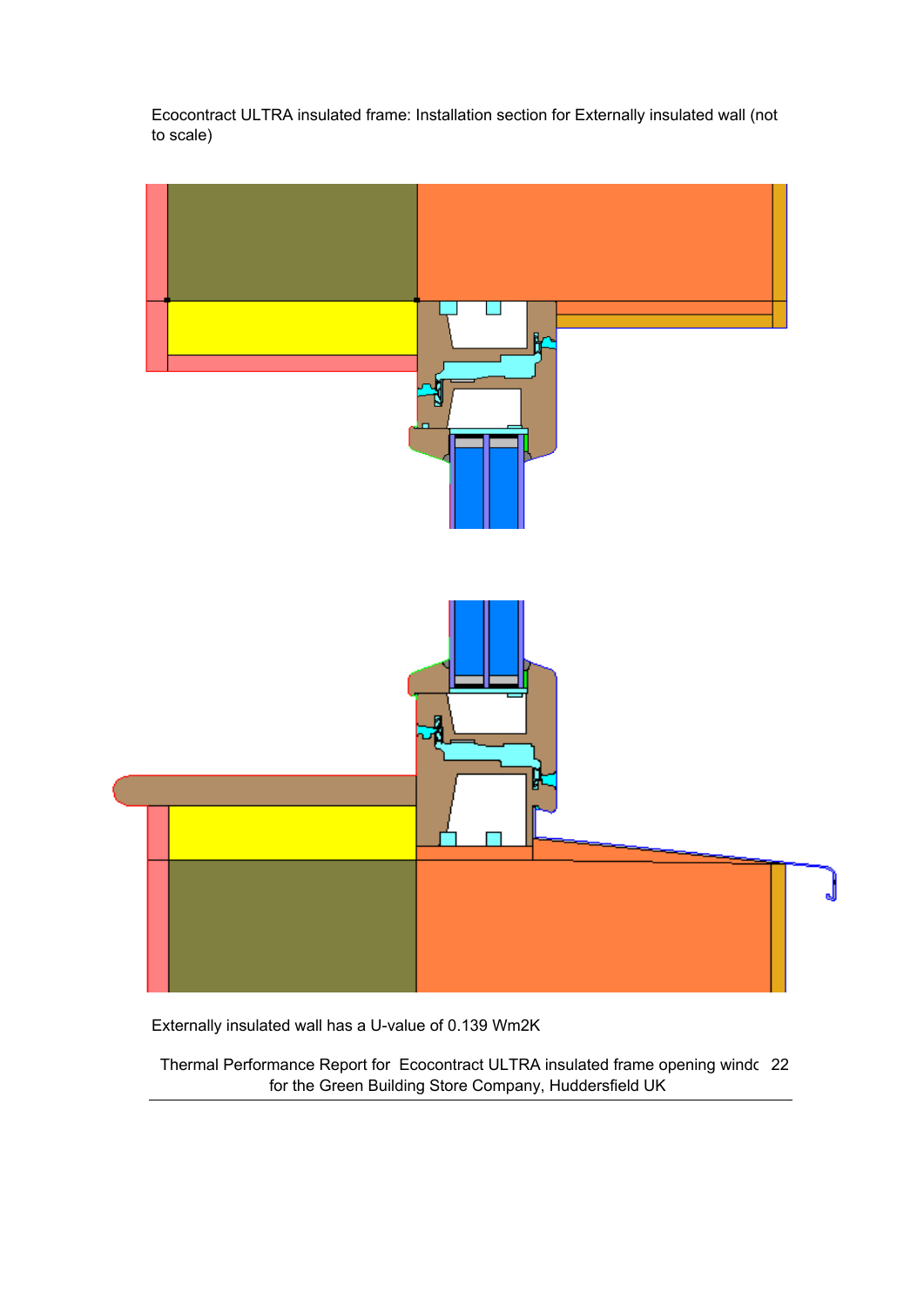Ecocontract ULTRA insulated frame: Installation section for Externally insulated wall (not to scale)

Externally insulated wall has a U-value of 0.139 Wm2K